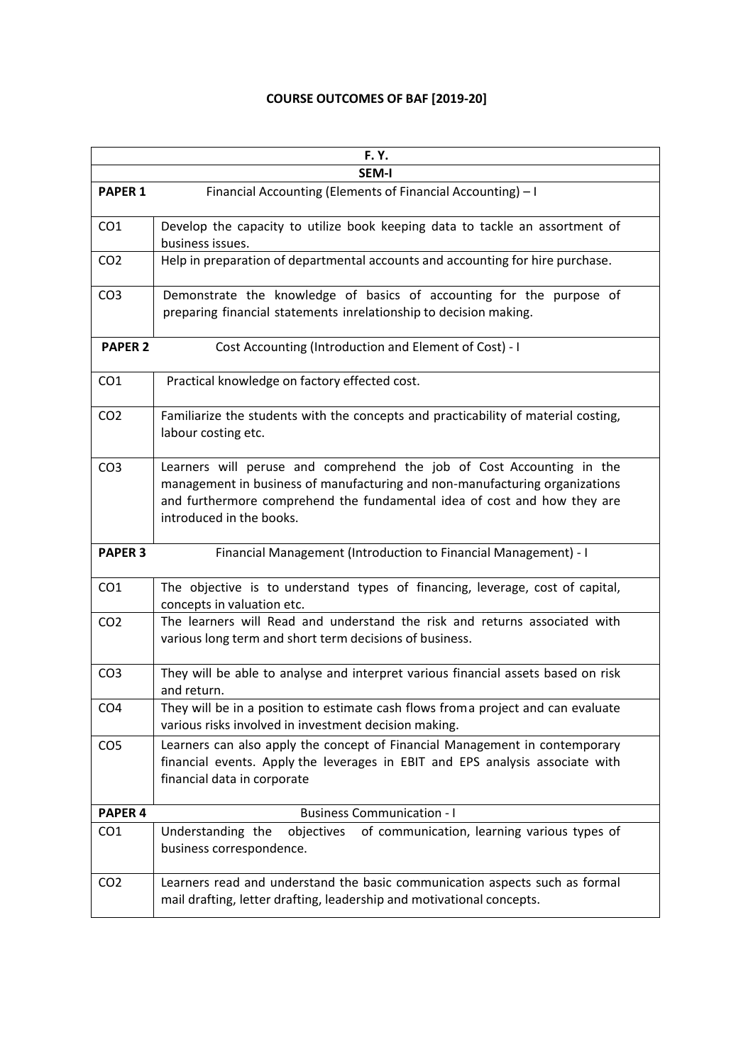# COURSE OUTCOMES OF BAF [2019-20]

| F. Y. | |
|---|---|
| **SEM-I** | |
| **PAPER 1** | Financial Accounting (Elements of Financial Accounting) – I |
| CO1 | Develop the capacity to utilize book keeping data to tackle an assortment of business issues. |
| CO2 | Help in preparation of departmental accounts and accounting for hire purchase. |
| CO3 | Demonstrate the knowledge of basics of accounting for the purpose of preparing financial statements inrelationship to decision making. |
| **PAPER 2** | Cost Accounting (Introduction and Element of Cost) - I |
| CO1 | Practical knowledge on factory effected cost. |
| CO2 | Familiarize the students with the concepts and practicability of material costing, labour costing etc. |
| CO3 | Learners will peruse and comprehend the job of Cost Accounting in the management in business of manufacturing and non-manufacturing organizations and furthermore comprehend the fundamental idea of cost and how they are introduced in the books. |
| **PAPER 3** | Financial Management (Introduction to Financial Management) - I |
| CO1 | The objective is to understand types of financing, leverage, cost of capital, concepts in valuation etc. |
| CO2 | The learners will Read and understand the risk and returns associated with various long term and short term decisions of business. |
| CO3 | They will be able to analyse and interpret various financial assets based on risk and return. |
| CO4 | They will be in a position to estimate cash flows froma project and can evaluate various risks involved in investment decision making. |
| CO5 | Learners can also apply the concept of Financial Management in contemporary financial events. Apply the leverages in EBIT and EPS analysis associate with financial data in corporate |
| **PAPER 4** | Business Communication - I |
| CO1 | Understanding the objectives of communication, learning various types of business correspondence. |
| CO2 | Learners read and understand the basic communication aspects such as formal mail drafting, letter drafting, leadership and motivational concepts. |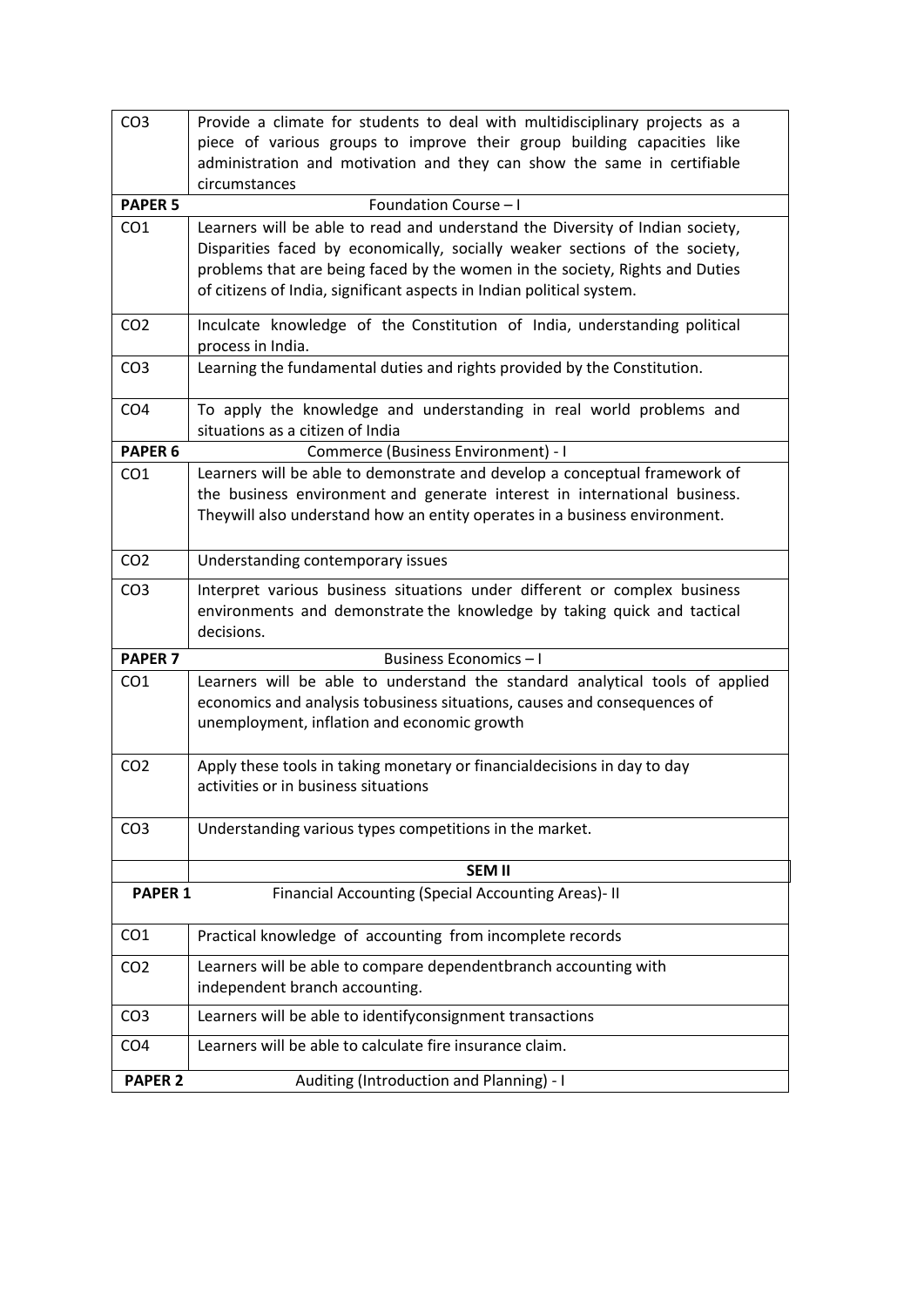| | |
|---|---|
| CO3 | Provide a climate for students to deal with multidisciplinary projects as a piece of various groups to improve their group building capacities like administration and motivation and they can show the same in certifiable circumstances |
| **PAPER 5** | Foundation Course – I |
| CO1 | Learners will be able to read and understand the Diversity of Indian society, Disparities faced by economically, socially weaker sections of the society, problems that are being faced by the women in the society, Rights and Duties of citizens of India, significant aspects in Indian political system. |
| CO2 | Inculcate knowledge of the Constitution of India, understanding political process in India. |
| CO3 | Learning the fundamental duties and rights provided by the Constitution. |
| CO4 | To apply the knowledge and understanding in real world problems and situations as a citizen of India |
| **PAPER 6** | Commerce (Business Environment) - I |
| CO1 | Learners will be able to demonstrate and develop a conceptual framework of the business environment and generate interest in international business. Theywill also understand how an entity operates in a business environment. |
| CO2 | Understanding contemporary issues |
| CO3 | Interpret various business situations under different or complex business environments and demonstrate the knowledge by taking quick and tactical decisions. |
| **PAPER 7** | Business Economics – I |
| CO1 | Learners will be able to understand the standard analytical tools of applied economics and analysis tobusiness situations, causes and consequences of unemployment, inflation and economic growth |
| CO2 | Apply these tools in taking monetary or financialdecisions in day to day activities or in business situations |
| CO3 | Understanding various types competitions in the market. |
| | **SEM II** |
| **PAPER 1** | Financial Accounting (Special Accounting Areas)- II |
| CO1 | Practical knowledge of accounting from incomplete records |
| CO2 | Learners will be able to compare dependentbranch accounting with independent branch accounting. |
| CO3 | Learners will be able to identifyconsignment transactions |
| CO4 | Learners will be able to calculate fire insurance claim. |
| **PAPER 2** | Auditing (Introduction and Planning) - I |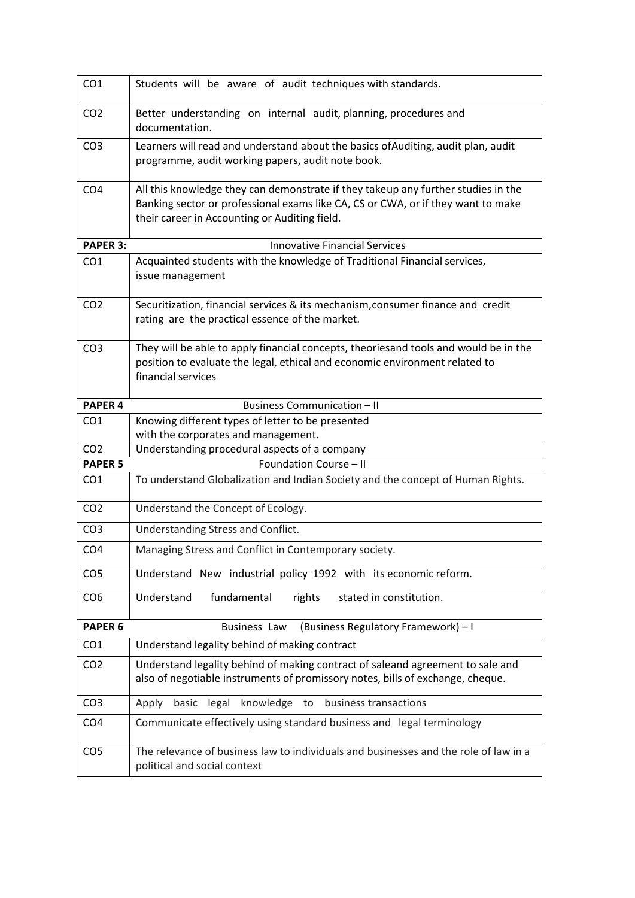| CO1 | Students will be aware of audit techniques with standards. |
|---|---|
| CO2 | Better understanding on internal audit, planning, procedures and documentation. |
| CO3 | Learners will read and understand about the basics ofAuditing, audit plan, audit programme, audit working papers, audit note book. |
| CO4 | All this knowledge they can demonstrate if they takeup any further studies in the Banking sector or professional exams like CA, CS or CWA, or if they want to make their career in Accounting or Auditing field. |
| **PAPER 3:** | Innovative Financial Services |
| CO1 | Acquainted students with the knowledge of Traditional Financial services, issue management |
| CO2 | Securitization, financial services & its mechanism,consumer finance and credit rating are the practical essence of the market. |
| CO3 | They will be able to apply financial concepts, theoriesand tools and would be in the position to evaluate the legal, ethical and economic environment related to financial services |
| **PAPER 4** | Business Communication – II |
| CO1 | Knowing different types of letter to be presented with the corporates and management. |
| CO2 | Understanding procedural aspects of a company |
| **PAPER 5** | Foundation Course – II |
| CO1 | To understand Globalization and Indian Society and the concept of Human Rights. |
| CO2 | Understand the Concept of Ecology. |
| CO3 | Understanding Stress and Conflict. |
| CO4 | Managing Stress and Conflict in Contemporary society. |
| CO5 | Understand New industrial policy 1992 with its economic reform. |
| CO6 | Understand fundamental rights stated in constitution. |
| **PAPER 6** | Business Law (Business Regulatory Framework) – I |
| CO1 | Understand legality behind of making contract |
| CO2 | Understand legality behind of making contract of saleand agreement to sale and also of negotiable instruments of promissory notes, bills of exchange, cheque. |
| CO3 | Apply basic legal knowledge to business transactions |
| CO4 | Communicate effectively using standard business and legal terminology |
| CO5 | The relevance of business law to individuals and businesses and the role of law in a political and social context |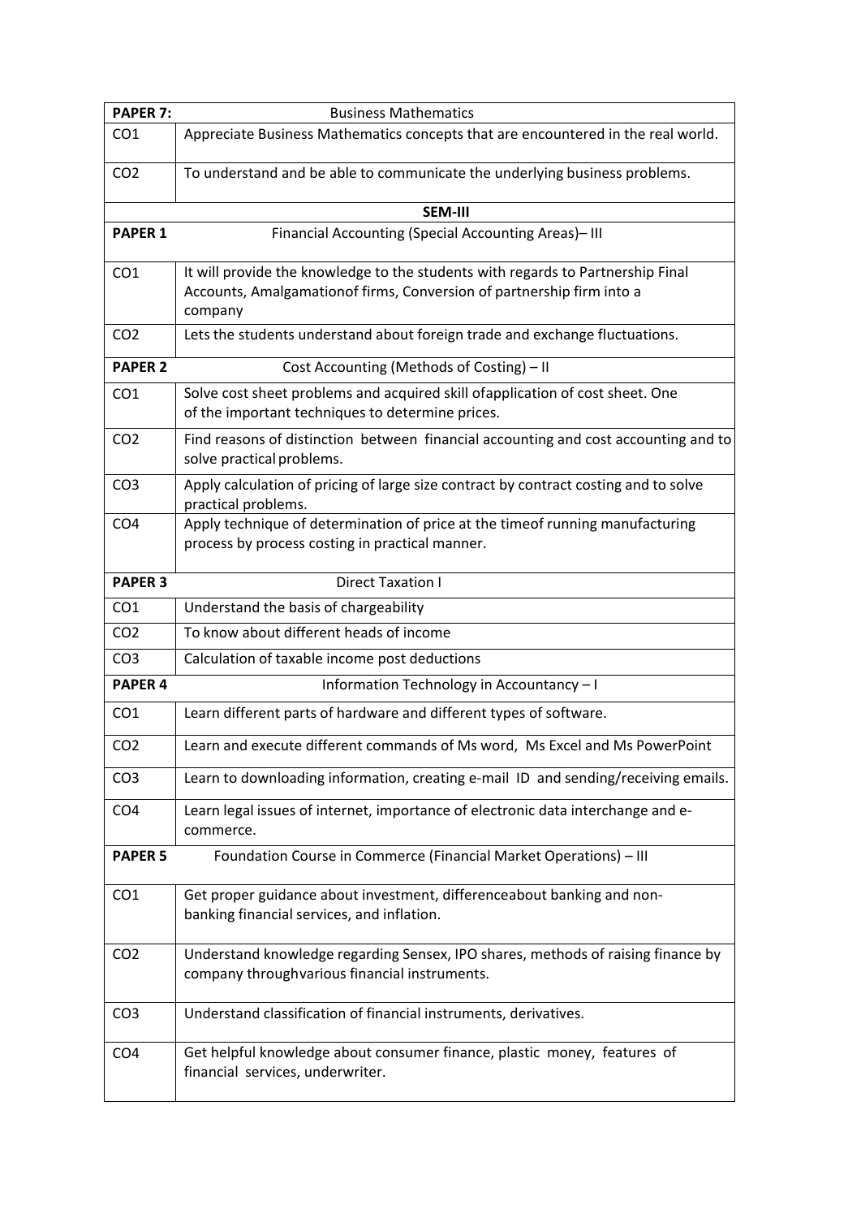| PAPER 7: | Business Mathematics |
|---|---|
| CO1 | Appreciate Business Mathematics concepts that are encountered in the real world. |
| CO2 | To understand and be able to communicate the underlying business problems. |
| | **SEM-III** |
| **PAPER 1** | Financial Accounting (Special Accounting Areas)– III |
| CO1 | It will provide the knowledge to the students with regards to Partnership Final Accounts, Amalgamationof firms, Conversion of partnership firm into a company |
| CO2 | Lets the students understand about foreign trade and exchange fluctuations. |
| **PAPER 2** | Cost Accounting (Methods of Costing) – II |
| CO1 | Solve cost sheet problems and acquired skill ofapplication of cost sheet. One of the important techniques to determine prices. |
| CO2 | Find reasons of distinction between financial accounting and cost accounting and to solve practical problems. |
| CO3 | Apply calculation of pricing of large size contract by contract costing and to solve practical problems. |
| CO4 | Apply technique of determination of price at the timeof running manufacturing process by process costing in practical manner. |
| **PAPER 3** | Direct Taxation I |
| CO1 | Understand the basis of chargeability |
| CO2 | To know about different heads of income |
| CO3 | Calculation of taxable income post deductions |
| **PAPER 4** | Information Technology in Accountancy – I |
| CO1 | Learn different parts of hardware and different types of software. |
| CO2 | Learn and execute different commands of Ms word, Ms Excel and Ms PowerPoint |
| CO3 | Learn to downloading information, creating e-mail ID and sending/receiving emails. |
| CO4 | Learn legal issues of internet, importance of electronic data interchange and e-commerce. |
| **PAPER 5** | Foundation Course in Commerce (Financial Market Operations) – III |
| CO1 | Get proper guidance about investment, differenceabout banking and non-banking financial services, and inflation. |
| CO2 | Understand knowledge regarding Sensex, IPO shares, methods of raising finance by company throughvarious financial instruments. |
| CO3 | Understand classification of financial instruments, derivatives. |
| CO4 | Get helpful knowledge about consumer finance, plastic money, features of financial services, underwriter. |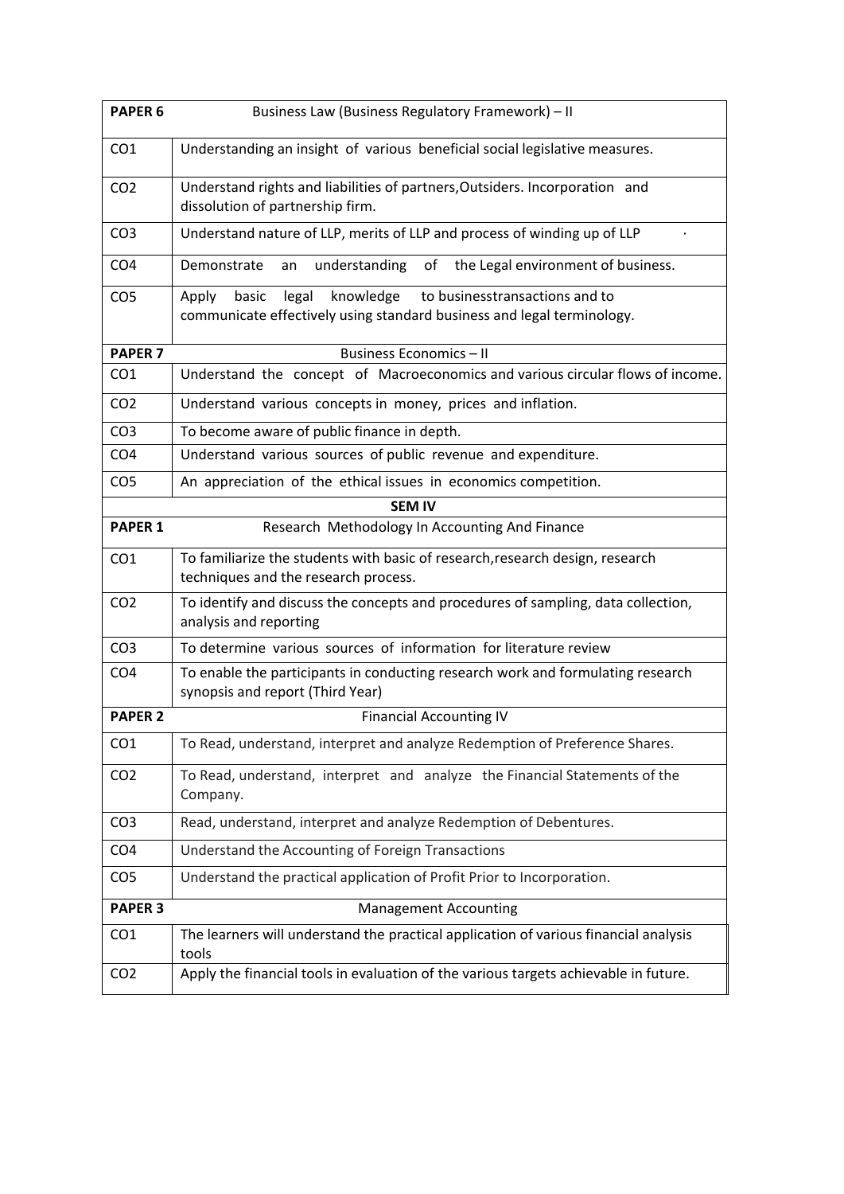| **PAPER 6** | Business Law (Business Regulatory Framework) – II |
|---|---|
| CO1 | Understanding an insight of various beneficial social legislative measures. |
| CO2 | Understand rights and liabilities of partners,Outsiders. Incorporation and dissolution of partnership firm. |
| CO3 | Understand nature of LLP, merits of LLP and process of winding up of LLP |
| CO4 | Demonstrate an understanding of the Legal environment of business. |
| CO5 | Apply basic legal knowledge to businesstransactions and to communicate effectively using standard business and legal terminology. |
| **PAPER 7** | Business Economics – II |
| CO1 | Understand the concept of Macroeconomics and various circular flows of income. |
| CO2 | Understand various concepts in money, prices and inflation. |
| CO3 | To become aware of public finance in depth. |
| CO4 | Understand various sources of public revenue and expenditure. |
| CO5 | An appreciation of the ethical issues in economics competition. |
| | **SEM IV** |
| **PAPER 1** | Research Methodology In Accounting And Finance |
| CO1 | To familiarize the students with basic of research,research design, research techniques and the research process. |
| CO2 | To identify and discuss the concepts and procedures of sampling, data collection, analysis and reporting |
| CO3 | To determine various sources of information for literature review |
| CO4 | To enable the participants in conducting research work and formulating research synopsis and report (Third Year) |
| **PAPER 2** | Financial Accounting IV |
| CO1 | To Read, understand, interpret and analyze Redemption of Preference Shares. |
| CO2 | To Read, understand, interpret and analyze the Financial Statements of the Company. |
| CO3 | Read, understand, interpret and analyze Redemption of Debentures. |
| CO4 | Understand the Accounting of Foreign Transactions |
| CO5 | Understand the practical application of Profit Prior to Incorporation. |
| **PAPER 3** | Management Accounting |
| CO1 | The learners will understand the practical application of various financial analysis tools |
| CO2 | Apply the financial tools in evaluation of the various targets achievable in future. |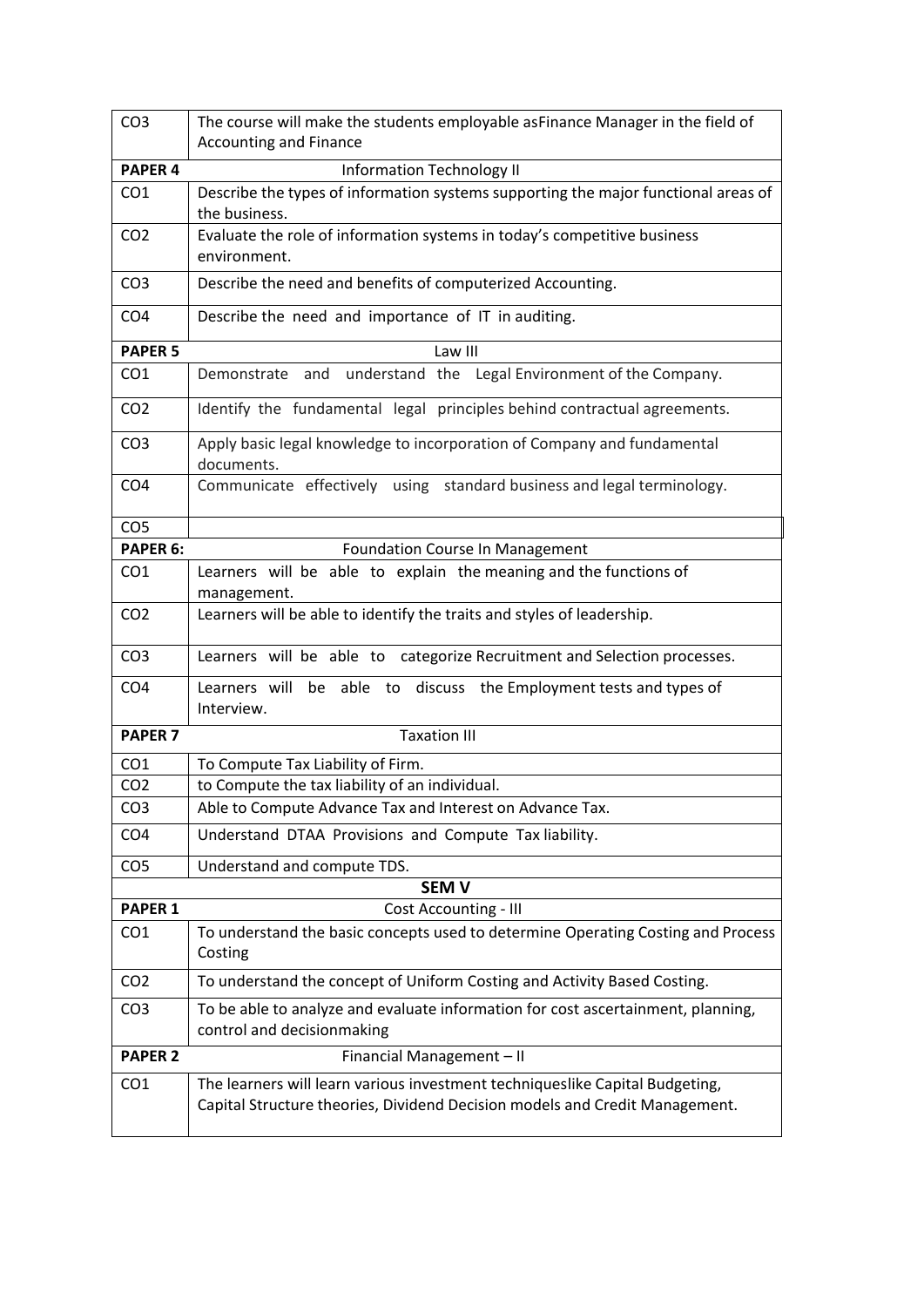| CO3 | The course will make the students employable asFinance Manager in the field of Accounting and Finance |
|---|---|
| **PAPER 4** | Information Technology II |
| CO1 | Describe the types of information systems supporting the major functional areas of the business. |
| CO2 | Evaluate the role of information systems in today's competitive business environment. |
| CO3 | Describe the need and benefits of computerized Accounting. |
| CO4 | Describe the need and importance of IT in auditing. |
| **PAPER 5** | Law III |
| CO1 | Demonstrate and understand the Legal Environment of the Company. |
| CO2 | Identify the fundamental legal principles behind contractual agreements. |
| CO3 | Apply basic legal knowledge to incorporation of Company and fundamental documents. |
| CO4 | Communicate effectively using standard business and legal terminology. |
| CO5 | |
| **PAPER 6:** | Foundation Course In Management |
| CO1 | Learners will be able to explain the meaning and the functions of management. |
| CO2 | Learners will be able to identify the traits and styles of leadership. |
| CO3 | Learners will be able to categorize Recruitment and Selection processes. |
| CO4 | Learners will be able to discuss the Employment tests and types of Interview. |
| **PAPER 7** | Taxation III |
| CO1 | To Compute Tax Liability of Firm. |
| CO2 | to Compute the tax liability of an individual. |
| CO3 | Able to Compute Advance Tax and Interest on Advance Tax. |
| CO4 | Understand DTAA Provisions and Compute Tax liability. |
| CO5 | Understand and compute TDS. |
| | **SEM V** |
| **PAPER 1** | Cost Accounting - III |
| CO1 | To understand the basic concepts used to determine Operating Costing and Process Costing |
| CO2 | To understand the concept of Uniform Costing and Activity Based Costing. |
| CO3 | To be able to analyze and evaluate information for cost ascertainment, planning, control and decisionmaking |
| **PAPER 2** | Financial Management – II |
| CO1 | The learners will learn various investment techniqueslike Capital Budgeting, Capital Structure theories, Dividend Decision models and Credit Management. |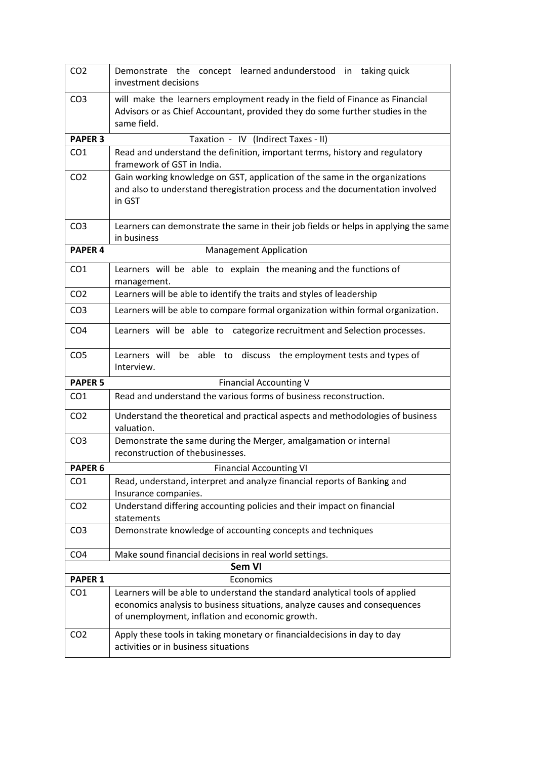| | |
|---|---|
| CO2 | Demonstrate the concept learned andunderstood in taking quick investment decisions |
| CO3 | will make the learners employment ready in the field of Finance as Financial Advisors or as Chief Accountant, provided they do some further studies in the same field. |
| **PAPER 3** | Taxation - IV (Indirect Taxes - II) |
| CO1 | Read and understand the definition, important terms, history and regulatory framework of GST in India. |
| CO2 | Gain working knowledge on GST, application of the same in the organizations and also to understand theregistration process and the documentation involved in GST |
| CO3 | Learners can demonstrate the same in their job fields or helps in applying the same in business |
| **PAPER 4** | Management Application |
| CO1 | Learners will be able to explain the meaning and the functions of management. |
| CO2 | Learners will be able to identify the traits and styles of leadership |
| CO3 | Learners will be able to compare formal organization within formal organization. |
| CO4 | Learners will be able to categorize recruitment and Selection processes. |
| CO5 | Learners will be able to discuss the employment tests and types of Interview. |
| **PAPER 5** | Financial Accounting V |
| CO1 | Read and understand the various forms of business reconstruction. |
| CO2 | Understand the theoretical and practical aspects and methodologies of business valuation. |
| CO3 | Demonstrate the same during the Merger, amalgamation or internal reconstruction of thebusinesses. |
| **PAPER 6** | Financial Accounting VI |
| CO1 | Read, understand, interpret and analyze financial reports of Banking and Insurance companies. |
| CO2 | Understand differing accounting policies and their impact on financial statements |
| CO3 | Demonstrate knowledge of accounting concepts and techniques |
| CO4 | Make sound financial decisions in real world settings. |
| | **Sem VI** |
| **PAPER 1** | Economics |
| CO1 | Learners will be able to understand the standard analytical tools of applied economics analysis to business situations, analyze causes and consequences of unemployment, inflation and economic growth. |
| CO2 | Apply these tools in taking monetary or financialdecisions in day to day activities or in business situations |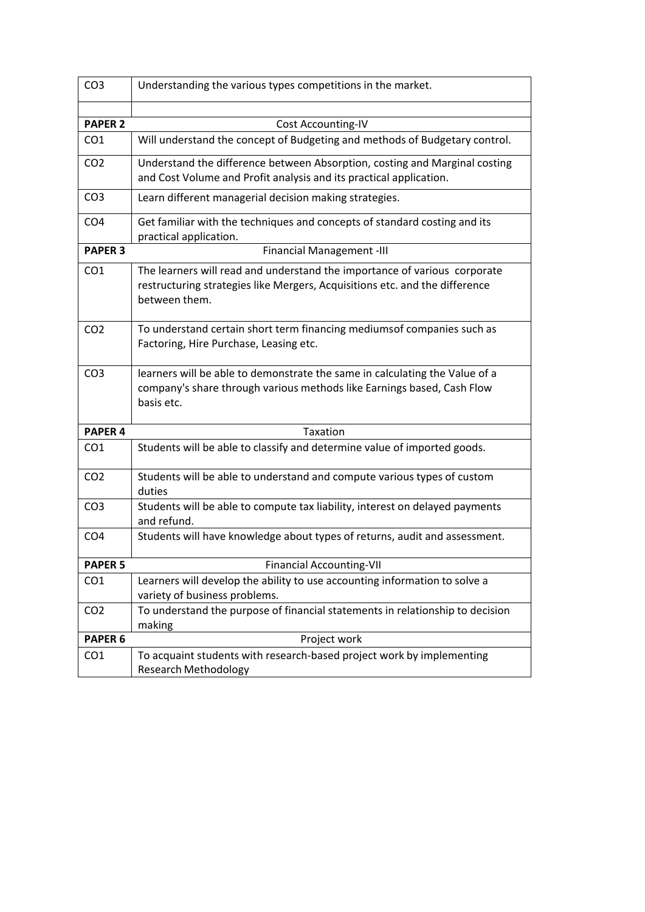| | |
|---|---|
| CO3 | Understanding the various types competitions in the market. |
| | |
| **PAPER 2** | Cost Accounting-IV |
| CO1 | Will understand the concept of Budgeting and methods of Budgetary control. |
| CO2 | Understand the difference between Absorption, costing and Marginal costing and Cost Volume and Profit analysis and its practical application. |
| CO3 | Learn different managerial decision making strategies. |
| CO4 | Get familiar with the techniques and concepts of standard costing and its practical application. |
| **PAPER 3** | Financial Management -III |
| CO1 | The learners will read and understand the importance of various corporate restructuring strategies like Mergers, Acquisitions etc. and the difference between them. |
| CO2 | To understand certain short term financing mediumsof companies such as Factoring, Hire Purchase, Leasing etc. |
| CO3 | learners will be able to demonstrate the same in calculating the Value of a company's share through various methods like Earnings based, Cash Flow basis etc. |
| **PAPER 4** | Taxation |
| CO1 | Students will be able to classify and determine value of imported goods. |
| CO2 | Students will be able to understand and compute various types of custom duties |
| CO3 | Students will be able to compute tax liability, interest on delayed payments and refund. |
| CO4 | Students will have knowledge about types of returns, audit and assessment. |
| **PAPER 5** | Financial Accounting-VII |
| CO1 | Learners will develop the ability to use accounting information to solve a variety of business problems. |
| CO2 | To understand the purpose of financial statements in relationship to decision making |
| **PAPER 6** | Project work |
| CO1 | To acquaint students with research-based project work by implementing Research Methodology |